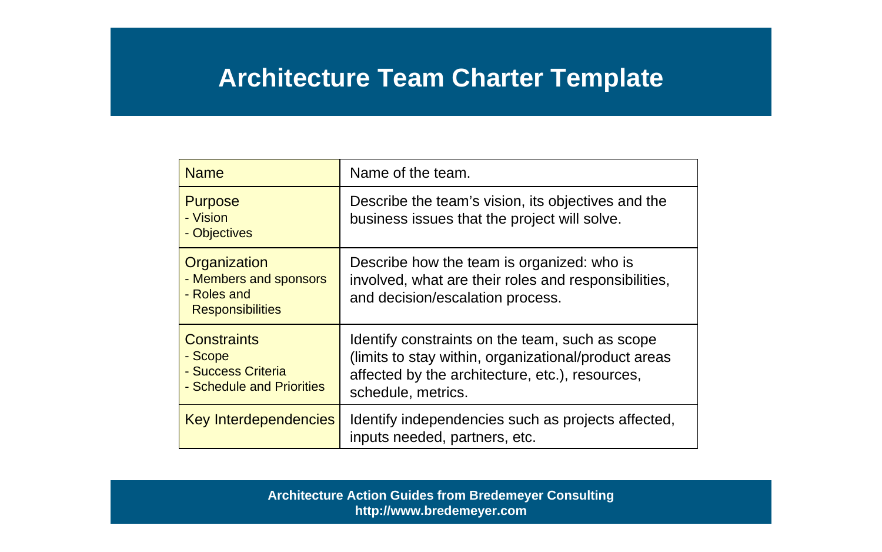# Architecture Team Charter Template

| | |
|---|---|
| Name | Name of the team. |
| Purpose<br>- Vision<br>- Objectives | Describe the team's vision, its objectives and the business issues that the project will solve. |
| Organization<br>- Members and sponsors<br>- Roles and Responsibilities | Describe how the team is organized: who is involved, what are their roles and responsibilities, and decision/escalation process. |
| Constraints<br>- Scope<br>- Success Criteria<br>- Schedule and Priorities | Identify constraints on the team, such as scope (limits to stay within, organizational/product areas affected by the architecture, etc.), resources, schedule, metrics. |
| Key Interdependencies | Identify independencies such as projects affected, inputs needed, partners, etc. |

**Architecture Action Guides from Bredemeyer Consulting**
**http://www.bredemeyer.com**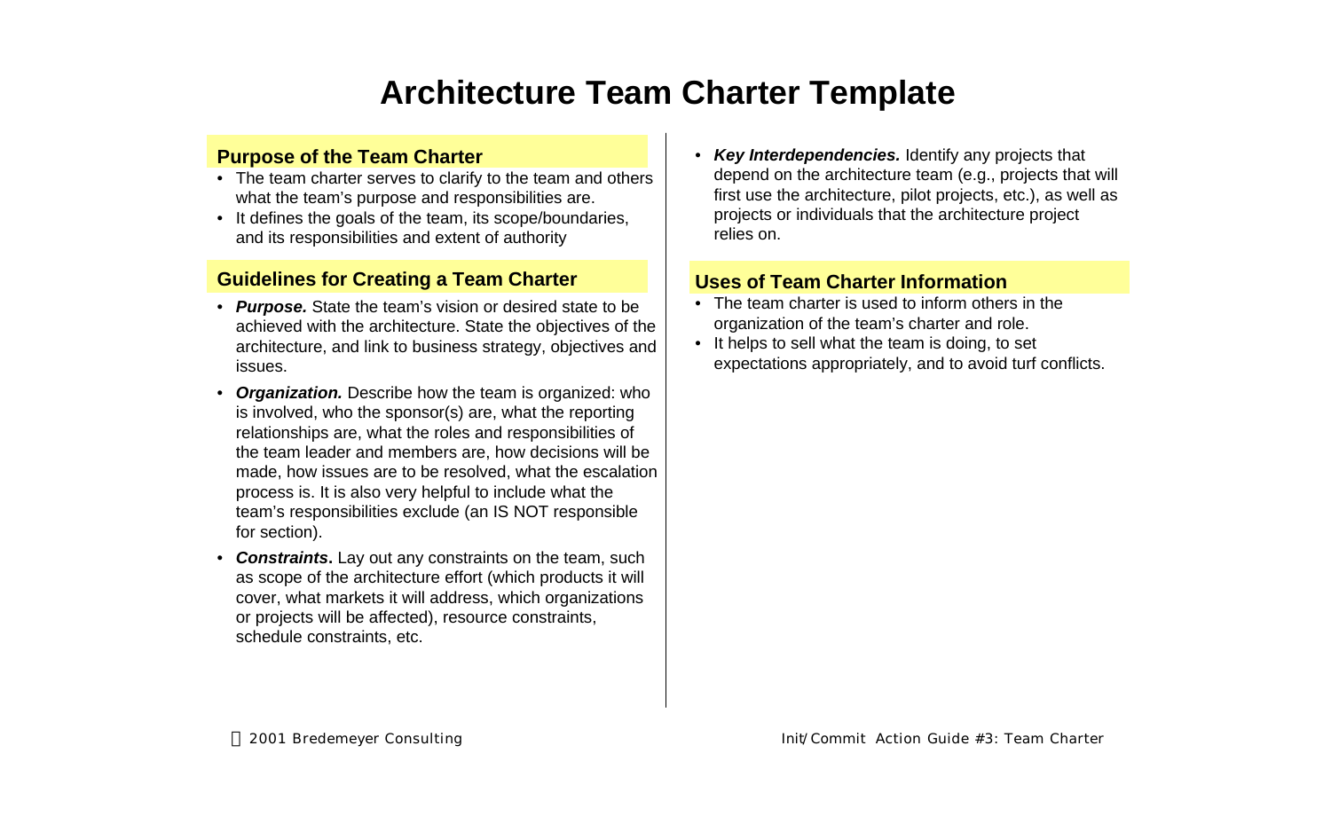# Architecture Team Charter Template

## Purpose of the Team Charter

- The team charter serves to clarify to the team and others what the team's purpose and responsibilities are.
- It defines the goals of the team, its scope/boundaries, and its responsibilities and extent of authority

## Guidelines for Creating a Team Charter

- ***Purpose.*** State the team's vision or desired state to be achieved with the architecture. State the objectives of the architecture, and link to business strategy, objectives and issues.
- ***Organization.*** Describe how the team is organized: who is involved, who the sponsor(s) are, what the reporting relationships are, what the roles and responsibilities of the team leader and members are, how decisions will be made, how issues are to be resolved, what the escalation process is. It is also very helpful to include what the team's responsibilities exclude (an IS NOT responsible for section).
- ***Constraints*.** Lay out any constraints on the team, such as scope of the architecture effort (which products it will cover, what markets it will address, which organizations or projects will be affected), resource constraints, schedule constraints, etc.
- ***Key Interdependencies.*** Identify any projects that depend on the architecture team (e.g., projects that will first use the architecture, pilot projects, etc.), as well as projects or individuals that the architecture project relies on.

## Uses of Team Charter Information

- The team charter is used to inform others in the organization of the team's charter and role.
- It helps to sell what the team is doing, to set expectations appropriately, and to avoid turf conflicts.